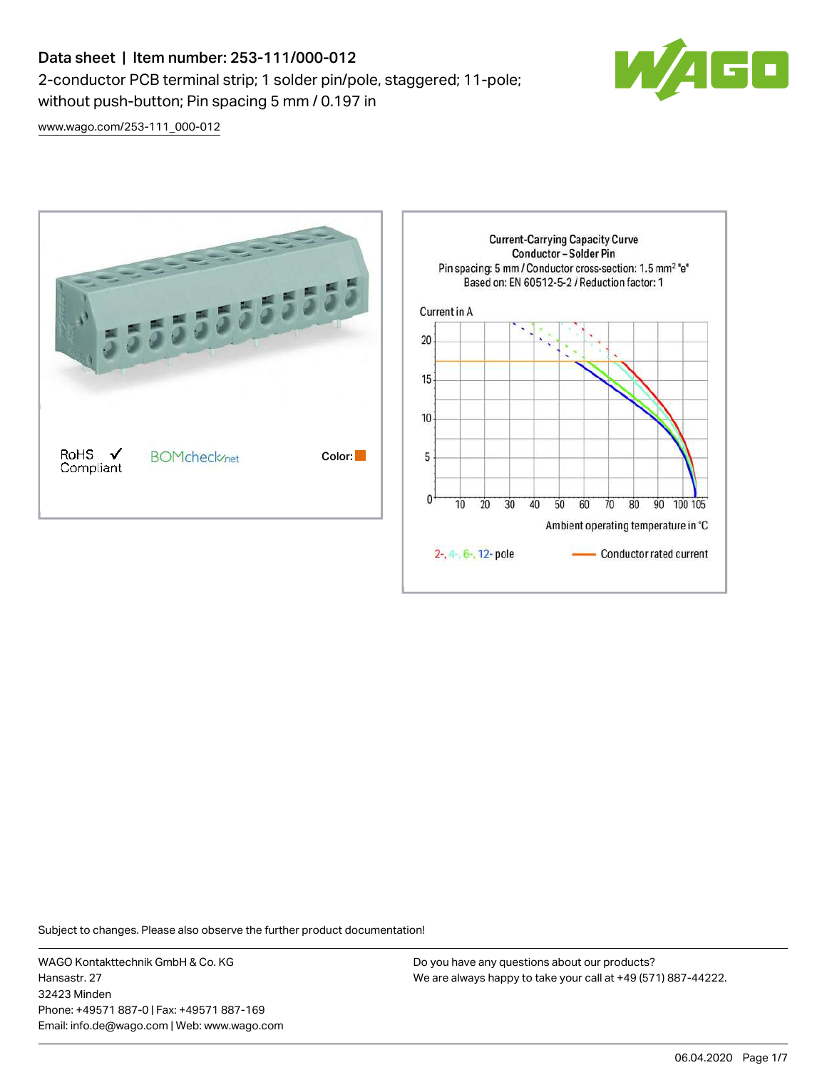# Data sheet | Item number: 253-111/000-012

2-conductor PCB terminal strip; 1 solder pin/pole, staggered; 11-pole; without push-button; Pin spacing 5 mm / 0.197 in

www.wago.com/253-111_000-012

RoHS Compliant

BOMcheck.net

Color:

Current-Carrying Capacity Curve
Conductor – Solder Pin
Pin spacing: 5 mm / Conductor cross-section: 1.5 mm² "e"
Based on: EN 60512-5-2 / Reduction factor: 1

Current in A

Ambient operating temperature in °C

2-, 4-, 6-, 12- pole

Conductor rated current

Subject to changes. Please also observe the further product documentation!

WAGO Kontakttechnik GmbH & Co. KG
Hansastr. 27
32423 Minden
Phone: +49571 887-0 | Fax: +49571 887-169
Email: info.de@wago.com | Web: www.wago.com

Do you have any questions about our products?
We are always happy to take your call at +49 (571) 887-44222.

06.04.2020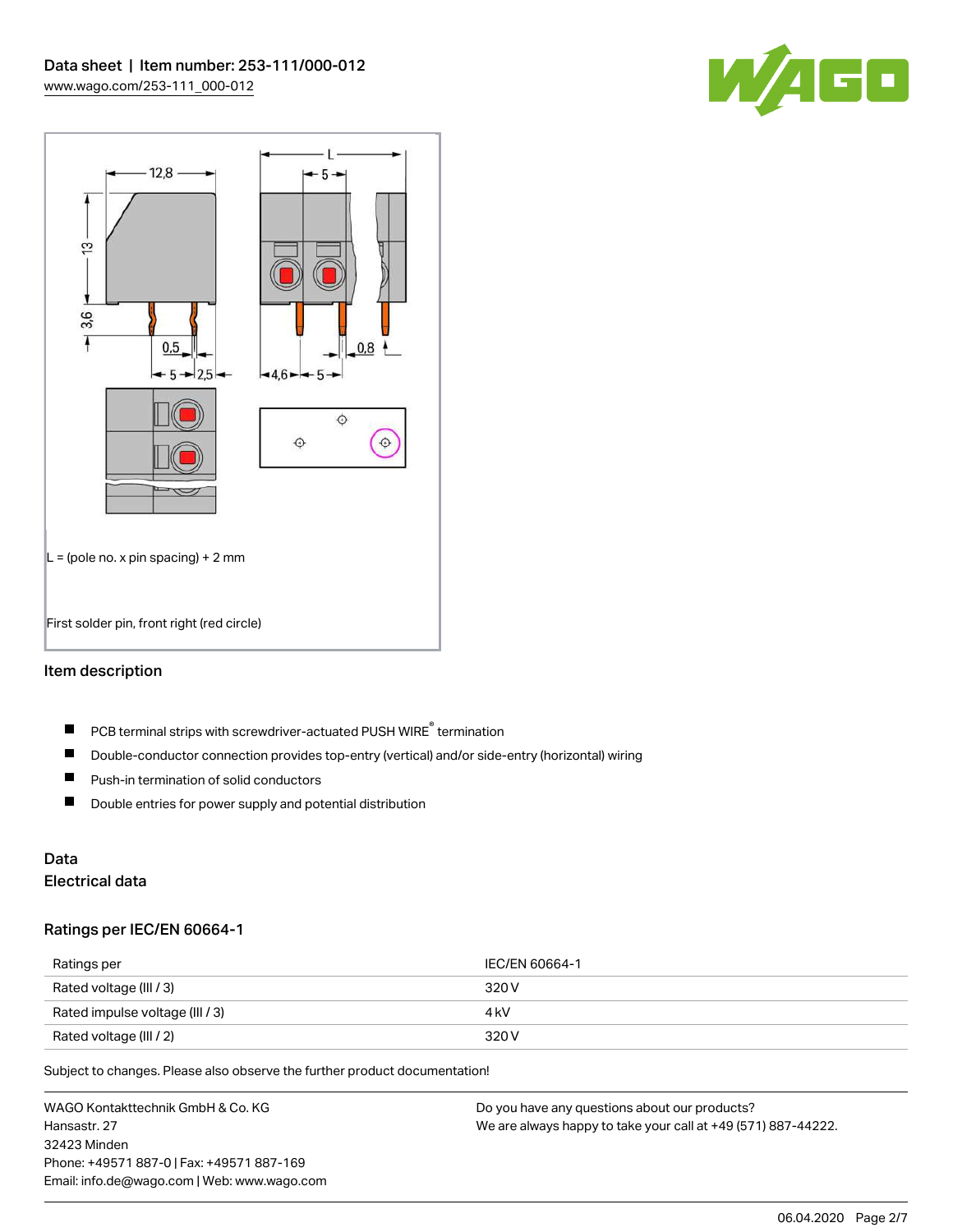L = (pole no. x pin spacing) + 2 mm

First solder pin, front right (red circle)

## Item description

- PCB terminal strips with screwdriver-actuated PUSH WIRE® termination
- Double-conductor connection provides top-entry (vertical) and/or side-entry (horizontal) wiring
- Push-in termination of solid conductors
- Double entries for power supply and potential distribution

## Data

### Electrical data

### Ratings per IEC/EN 60664-1

| Ratings per | IEC/EN 60664-1 |
| --- | --- |
| Rated voltage (III / 3) | 320 V |
| Rated impulse voltage (III / 3) | 4 kV |
| Rated voltage (III / 2) | 320 V |

Subject to changes. Please also observe the further product documentation!

WAGO Kontakttechnik GmbH & Co. KG
Hansastr. 27
32423 Minden
Phone: +49571 887-0 | Fax: +49571 887-169
Email: info.de@wago.com | Web: www.wago.com

Do you have any questions about our products?
We are always happy to take your call at +49 (571) 887-44222.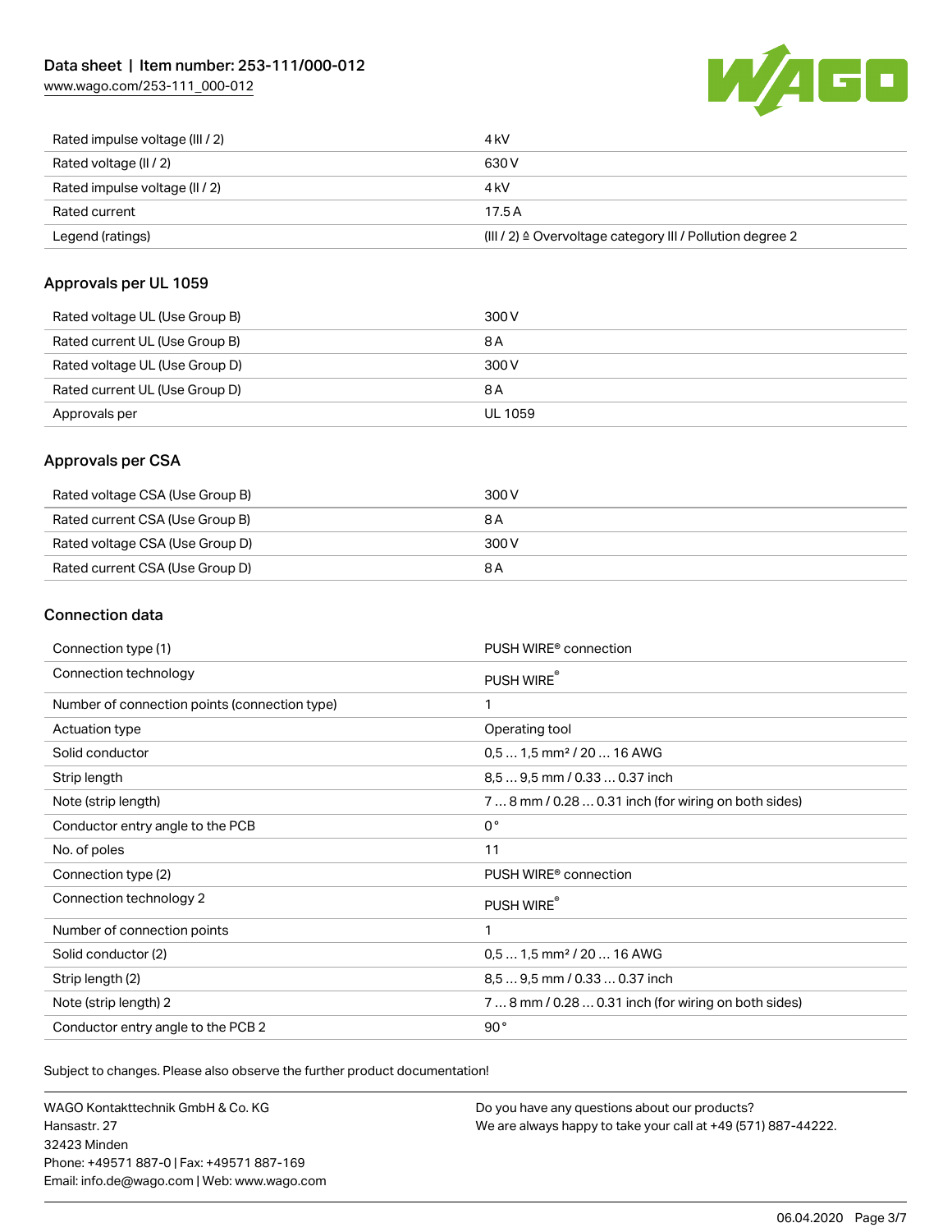| | |
|---|---|
| Rated impulse voltage (III / 2) | 4 kV |
| Rated voltage (II / 2) | 630 V |
| Rated impulse voltage (II / 2) | 4 kV |
| Rated current | 17.5 A |
| Legend (ratings) | (III / 2) ≙ Overvoltage category III / Pollution degree 2 |

## Approvals per UL 1059

| | |
|---|---|
| Rated voltage UL (Use Group B) | 300 V |
| Rated current UL (Use Group B) | 8 A |
| Rated voltage UL (Use Group D) | 300 V |
| Rated current UL (Use Group D) | 8 A |
| Approvals per | UL 1059 |

## Approvals per CSA

| | |
|---|---|
| Rated voltage CSA (Use Group B) | 300 V |
| Rated current CSA (Use Group B) | 8 A |
| Rated voltage CSA (Use Group D) | 300 V |
| Rated current CSA (Use Group D) | 8 A |

## Connection data

| | |
|---|---|
| Connection type (1) | PUSH WIRE® connection |
| Connection technology | PUSH WIRE® |
| Number of connection points (connection type) | 1 |
| Actuation type | Operating tool |
| Solid conductor | 0,5 … 1,5 mm² / 20 … 16 AWG |
| Strip length | 8,5 … 9,5 mm / 0.33 … 0.37 inch |
| Note (strip length) | 7 … 8 mm / 0.28 … 0.31 inch (for wiring on both sides) |
| Conductor entry angle to the PCB | 0 ° |
| No. of poles | 11 |
| Connection type (2) | PUSH WIRE® connection |
| Connection technology 2 | PUSH WIRE® |
| Number of connection points | 1 |
| Solid conductor (2) | 0,5 … 1,5 mm² / 20 … 16 AWG |
| Strip length (2) | 8,5 … 9,5 mm / 0.33 … 0.37 inch |
| Note (strip length) 2 | 7 … 8 mm / 0.28 … 0.31 inch (for wiring on both sides) |
| Conductor entry angle to the PCB 2 | 90 ° |

Subject to changes. Please also observe the further product documentation!

WAGO Kontakttechnik GmbH & Co. KG
Hansastr. 27
32423 Minden
Phone: +49571 887-0 | Fax: +49571 887-169
Email: info.de@wago.com | Web: www.wago.com

Do you have any questions about our products?
We are always happy to take your call at +49 (571) 887-44222.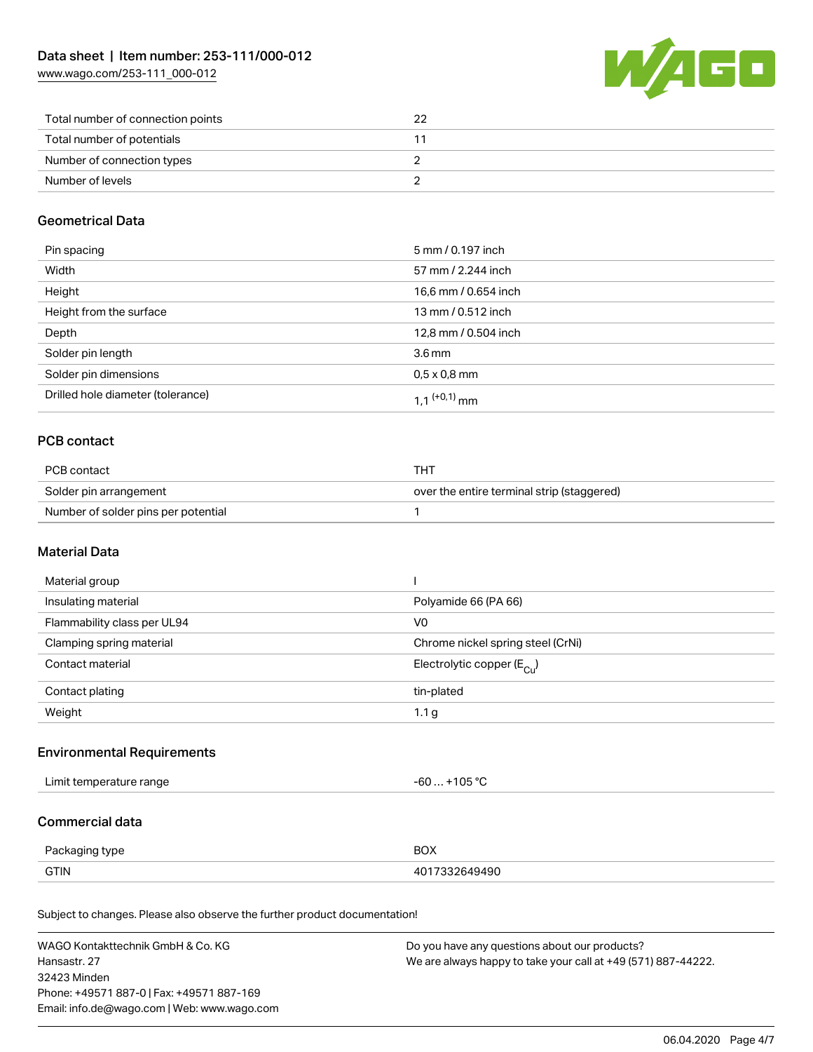| | |
|---|---|
| Total number of connection points | 22 |
| Total number of potentials | 11 |
| Number of connection types | 2 |
| Number of levels | 2 |

## Geometrical Data

| | |
|---|---|
| Pin spacing | 5 mm / 0.197 inch |
| Width | 57 mm / 2.244 inch |
| Height | 16,6 mm / 0.654 inch |
| Height from the surface | 13 mm / 0.512 inch |
| Depth | 12,8 mm / 0.504 inch |
| Solder pin length | 3.6 mm |
| Solder pin dimensions | 0,5 x 0,8 mm |
| Drilled hole diameter (tolerance) | $1,1^{(+0,1)}$ mm |

## PCB contact

| | |
|---|---|
| PCB contact | THT |
| Solder pin arrangement | over the entire terminal strip (staggered) |
| Number of solder pins per potential | 1 |

## Material Data

| | |
|---|---|
| Material group | I |
| Insulating material | Polyamide 66 (PA 66) |
| Flammability class per UL94 | V0 |
| Clamping spring material | Chrome nickel spring steel (CrNi) |
| Contact material | Electrolytic copper ($E_{Cu}$) |
| Contact plating | tin-plated |
| Weight | 1.1 g |

## Environmental Requirements

| | |
|---|---|
| Limit temperature range | -60 … +105 °C |

## Commercial data

| | |
|---|---|
| Packaging type | BOX |
| GTIN | 4017332649490 |

Subject to changes. Please also observe the further product documentation!

WAGO Kontakttechnik GmbH & Co. KG
Hansastr. 27
32423 Minden
Phone: +49571 887-0 | Fax: +49571 887-169
Email: info.de@wago.com | Web: www.wago.com

Do you have any questions about our products?
We are always happy to take your call at +49 (571) 887-44222.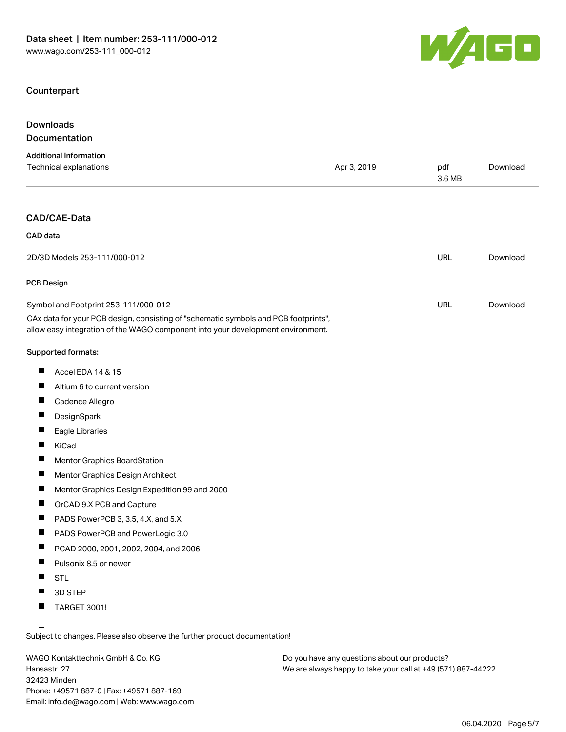## Counterpart

## Downloads

### Documentation

**Additional Information**

| | | | |
|---|---|---|---|
| Technical explanations | Apr 3, 2019 | pdf 3.6 MB | Download |

## CAD/CAE-Data

**CAD data**

| | | |
|---|---|---|
| 2D/3D Models 253-111/000-012 | URL | Download |

**PCB Design**

| | | |
|---|---|---|
| Symbol and Footprint 253-111/000-012 | URL | Download |

CAx data for your PCB design, consisting of "schematic symbols and PCB footprints", allow easy integration of the WAGO component into your development environment.

**Supported formats:**

- Accel EDA 14 & 15
- Altium 6 to current version
- Cadence Allegro
- DesignSpark
- Eagle Libraries
- KiCad
- Mentor Graphics BoardStation
- Mentor Graphics Design Architect
- Mentor Graphics Design Expedition 99 and 2000
- OrCAD 9.X PCB and Capture
- PADS PowerPCB 3, 3.5, 4.X, and 5.X
- PADS PowerPCB and PowerLogic 3.0
- PCAD 2000, 2001, 2002, 2004, and 2006
- Pulsonix 8.5 or newer
- STL
- 3D STEP
- TARGET 3001!

Subject to changes. Please also observe the further product documentation!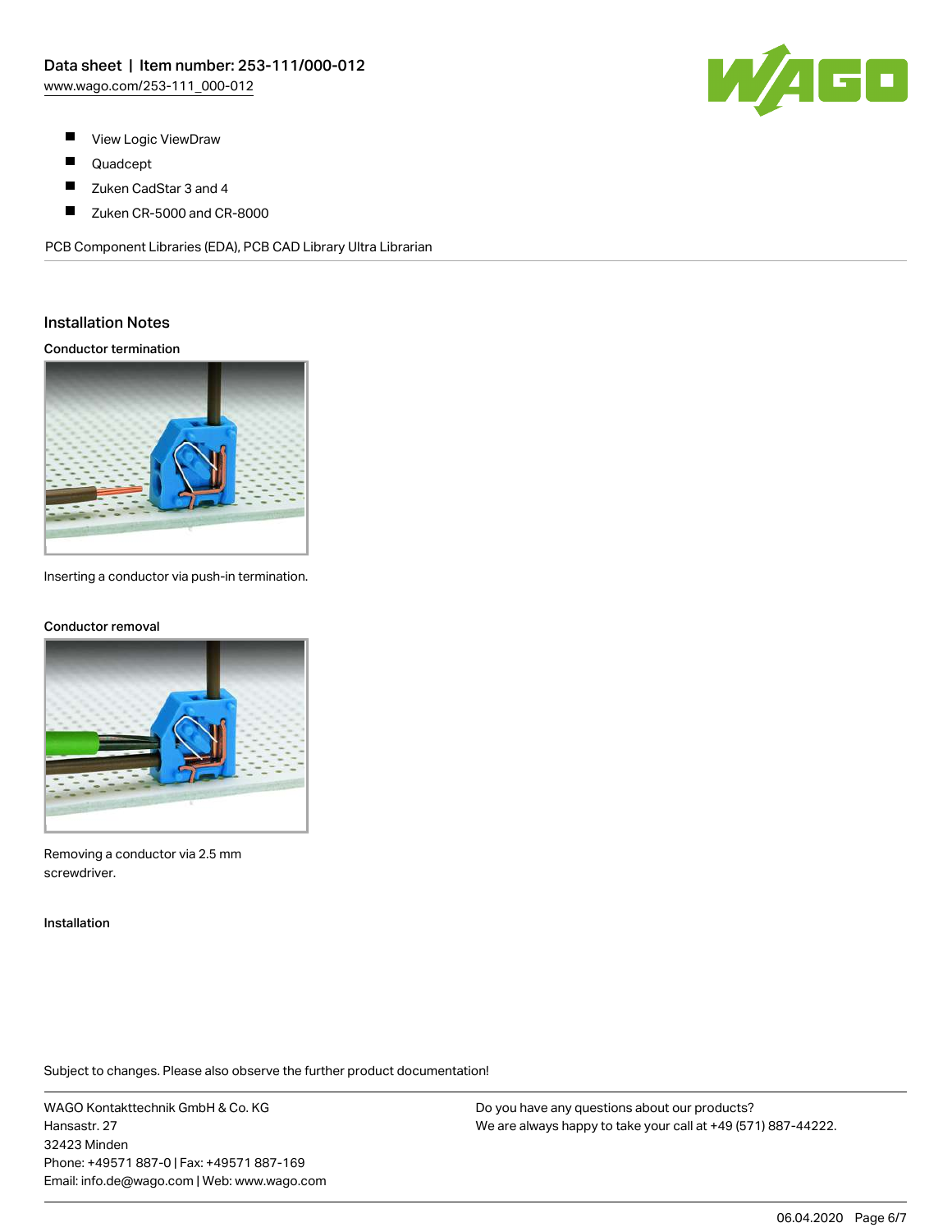- View Logic ViewDraw
- Quadcept
- Zuken CadStar 3 and 4
- Zuken CR-5000 and CR-8000

PCB Component Libraries (EDA), PCB CAD Library Ultra Librarian

## Installation Notes

### Conductor termination

Inserting a conductor via push-in termination.

### Conductor removal

Removing a conductor via 2.5 mm screwdriver.

### Installation

Subject to changes. Please also observe the further product documentation!

WAGO Kontakttechnik GmbH & Co. KG
Hansastr. 27
32423 Minden
Phone: +49571 887-0 | Fax: +49571 887-169
Email: info.de@wago.com | Web: www.wago.com

Do you have any questions about our products?
We are always happy to take your call at +49 (571) 887-44222.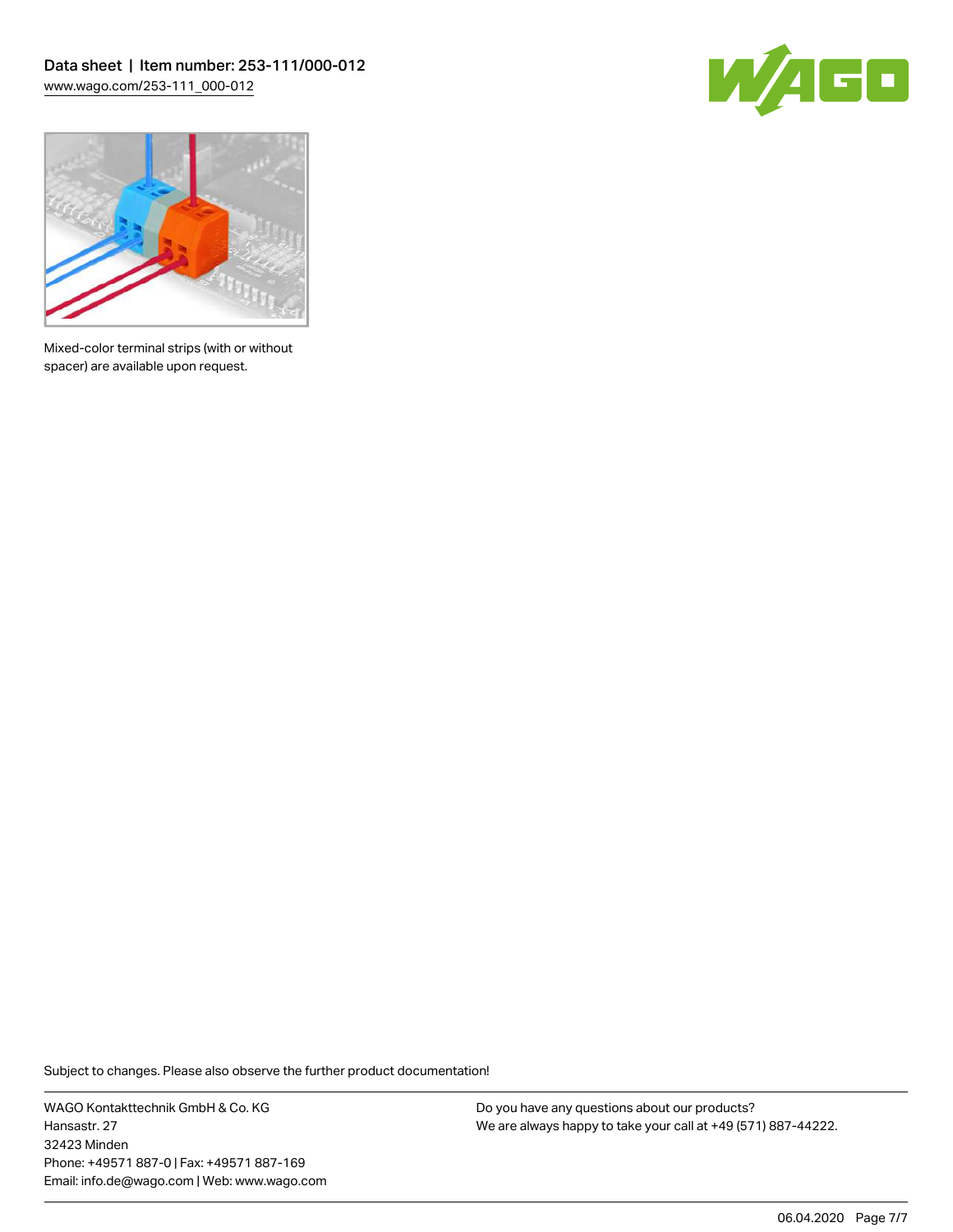Mixed-color terminal strips (with or without spacer) are available upon request.

Subject to changes. Please also observe the further product documentation!

WAGO Kontakttechnik GmbH & Co. KG
Hansastr. 27
32423 Minden
Phone: +49571 887-0 | Fax: +49571 887-169
Email: info.de@wago.com | Web: www.wago.com

Do you have any questions about our products?
We are always happy to take your call at +49 (571) 887-44222.